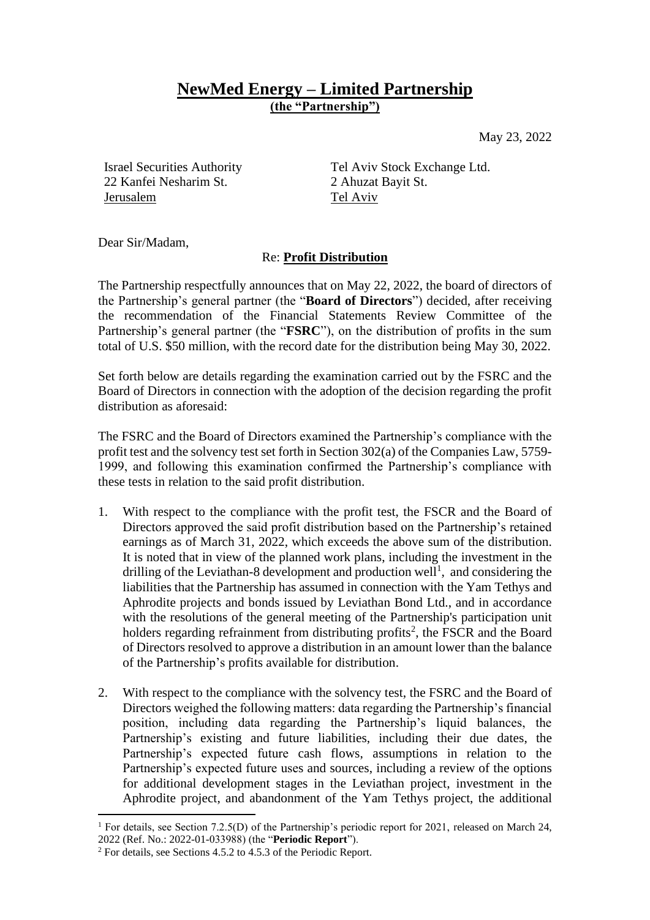# NewMed Energy – Limited Partnership

**(the "Partnership")**

May 23, 2022

Israel Securities Authority
22 Kanfei Nesharim St.
Jerusalem

Tel Aviv Stock Exchange Ltd.
2 Ahuzat Bayit St.
Tel Aviv

Dear Sir/Madam,

Re: **Profit Distribution**

The Partnership respectfully announces that on May 22, 2022, the board of directors of the Partnership's general partner (the "**Board of Directors**") decided, after receiving the recommendation of the Financial Statements Review Committee of the Partnership's general partner (the "**FSRC**"), on the distribution of profits in the sum total of U.S. $50 million, with the record date for the distribution being May 30, 2022.

Set forth below are details regarding the examination carried out by the FSRC and the Board of Directors in connection with the adoption of the decision regarding the profit distribution as aforesaid:

The FSRC and the Board of Directors examined the Partnership's compliance with the profit test and the solvency test set forth in Section 302(a) of the Companies Law, 5759-1999, and following this examination confirmed the Partnership's compliance with these tests in relation to the said profit distribution.

1. With respect to the compliance with the profit test, the FSCR and the Board of Directors approved the said profit distribution based on the Partnership's retained earnings as of March 31, 2022, which exceeds the above sum of the distribution. It is noted that in view of the planned work plans, including the investment in the drilling of the Leviathan-8 development and production well[1], and considering the liabilities that the Partnership has assumed in connection with the Yam Tethys and Aphrodite projects and bonds issued by Leviathan Bond Ltd., and in accordance with the resolutions of the general meeting of the Partnership's participation unit holders regarding refrainment from distributing profits[2], the FSCR and the Board of Directors resolved to approve a distribution in an amount lower than the balance of the Partnership's profits available for distribution.

2. With respect to the compliance with the solvency test, the FSRC and the Board of Directors weighed the following matters: data regarding the Partnership's financial position, including data regarding the Partnership's liquid balances, the Partnership's existing and future liabilities, including their due dates, the Partnership's expected future cash flows, assumptions in relation to the Partnership's expected future uses and sources, including a review of the options for additional development stages in the Leviathan project, investment in the Aphrodite project, and abandonment of the Yam Tethys project, the additional

---

[1] For details, see Section 7.2.5(D) of the Partnership's periodic report for 2021, released on March 24, 2022 (Ref. No.: 2022-01-033988) (the "**Periodic Report**").

[2] For details, see Sections 4.5.2 to 4.5.3 of the Periodic Report.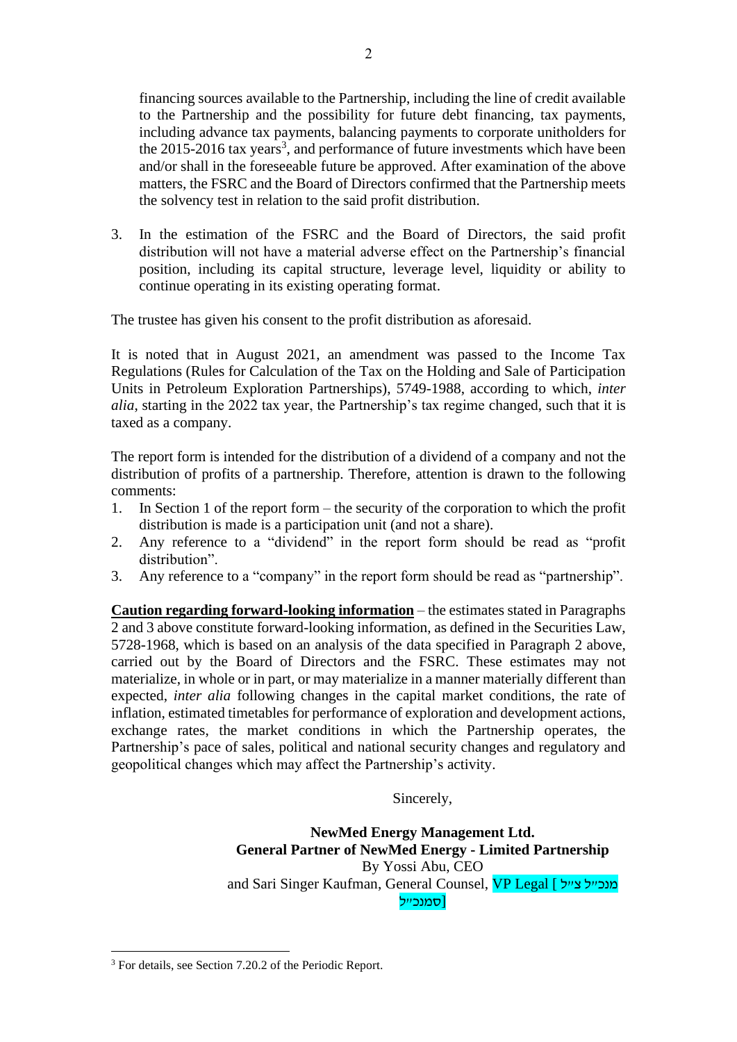financing sources available to the Partnership, including the line of credit available to the Partnership and the possibility for future debt financing, tax payments, including advance tax payments, balancing payments to corporate unitholders for the 2015-2016 tax years[3], and performance of future investments which have been and/or shall in the foreseeable future be approved. After examination of the above matters, the FSRC and the Board of Directors confirmed that the Partnership meets the solvency test in relation to the said profit distribution.

3. In the estimation of the FSRC and the Board of Directors, the said profit distribution will not have a material adverse effect on the Partnership's financial position, including its capital structure, leverage level, liquidity or ability to continue operating in its existing operating format.

The trustee has given his consent to the profit distribution as aforesaid.

It is noted that in August 2021, an amendment was passed to the Income Tax Regulations (Rules for Calculation of the Tax on the Holding and Sale of Participation Units in Petroleum Exploration Partnerships), 5749-1988, according to which, *inter alia*, starting in the 2022 tax year, the Partnership's tax regime changed, such that it is taxed as a company.

The report form is intended for the distribution of a dividend of a company and not the distribution of profits of a partnership. Therefore, attention is drawn to the following comments:

1. In Section 1 of the report form – the security of the corporation to which the profit distribution is made is a participation unit (and not a share).
2. Any reference to a "dividend" in the report form should be read as "profit distribution".
3. Any reference to a "company" in the report form should be read as "partnership".

**Caution regarding forward-looking information** – the estimates stated in Paragraphs 2 and 3 above constitute forward-looking information, as defined in the Securities Law, 5728-1968, which is based on an analysis of the data specified in Paragraph 2 above, carried out by the Board of Directors and the FSRC. These estimates may not materialize, in whole or in part, or may materialize in a manner materially different than expected, *inter alia* following changes in the capital market conditions, the rate of inflation, estimated timetables for performance of exploration and development actions, exchange rates, the market conditions in which the Partnership operates, the Partnership's pace of sales, political and national security changes and regulatory and geopolitical changes which may affect the Partnership's activity.

Sincerely,

**NewMed Energy Management Ltd.**
**General Partner of NewMed Energy - Limited Partnership**
By Yossi Abu, CEO
and Sari Singer Kaufman, General Counsel, VP Legal [מנכ"ל צ"ל סמנכ"ל]

[3] For details, see Section 7.20.2 of the Periodic Report.